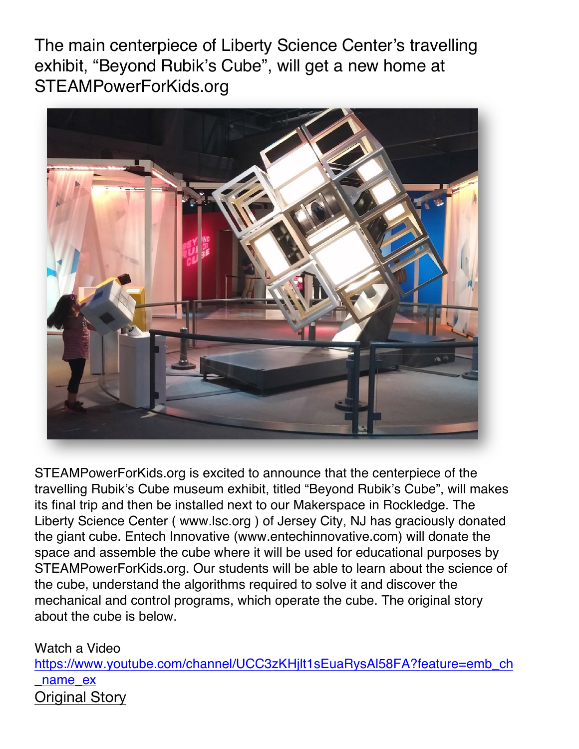# The main centerpiece of Liberty Science Center's travelling exhibit, "Beyond Rubik's Cube", will get a new home at STEAMPowerForKids.org

STEAMPowerForKids.org is excited to announce that the centerpiece of the travelling Rubik's Cube museum exhibit, titled "Beyond Rubik's Cube", will makes its final trip and then be installed next to our Makerspace in Rockledge. The Liberty Science Center ( www.lsc.org ) of Jersey City, NJ has graciously donated the giant cube. Entech Innovative (www.entechinnovative.com) will donate the space and assemble the cube where it will be used for educational purposes by STEAMPowerForKids.org. Our students will be able to learn about the science of the cube, understand the algorithms required to solve it and discover the mechanical and control programs, which operate the cube. The original story about the cube is below.

Watch a Video
https://www.youtube.com/channel/UCC3zKHjlt1sEuaRysAl58FA?feature=emb_ch_name_ex

Original Story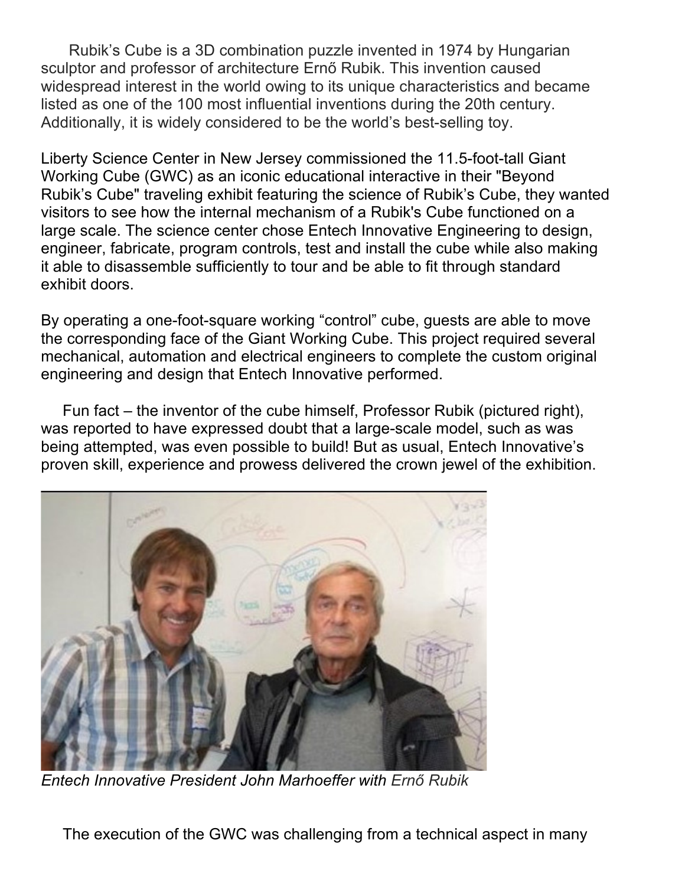Rubik's Cube is a 3D combination puzzle invented in 1974 by Hungarian sculptor and professor of architecture Ernő Rubik. This invention caused widespread interest in the world owing to its unique characteristics and became listed as one of the 100 most influential inventions during the 20th century. Additionally, it is widely considered to be the world's best-selling toy.

Liberty Science Center in New Jersey commissioned the 11.5-foot-tall Giant Working Cube (GWC) as an iconic educational interactive in their "Beyond Rubik's Cube" traveling exhibit featuring the science of Rubik's Cube, they wanted visitors to see how the internal mechanism of a Rubik's Cube functioned on a large scale. The science center chose Entech Innovative Engineering to design, engineer, fabricate, program controls, test and install the cube while also making it able to disassemble sufficiently to tour and be able to fit through standard exhibit doors.

By operating a one-foot-square working "control" cube, guests are able to move the corresponding face of the Giant Working Cube. This project required several mechanical, automation and electrical engineers to complete the custom original engineering and design that Entech Innovative performed.

Fun fact – the inventor of the cube himself, Professor Rubik (pictured right), was reported to have expressed doubt that a large-scale model, such as was being attempted, was even possible to build! But as usual, Entech Innovative's proven skill, experience and prowess delivered the crown jewel of the exhibition.

*Entech Innovative President John Marhoeffer with Ernő Rubik*

The execution of the GWC was challenging from a technical aspect in many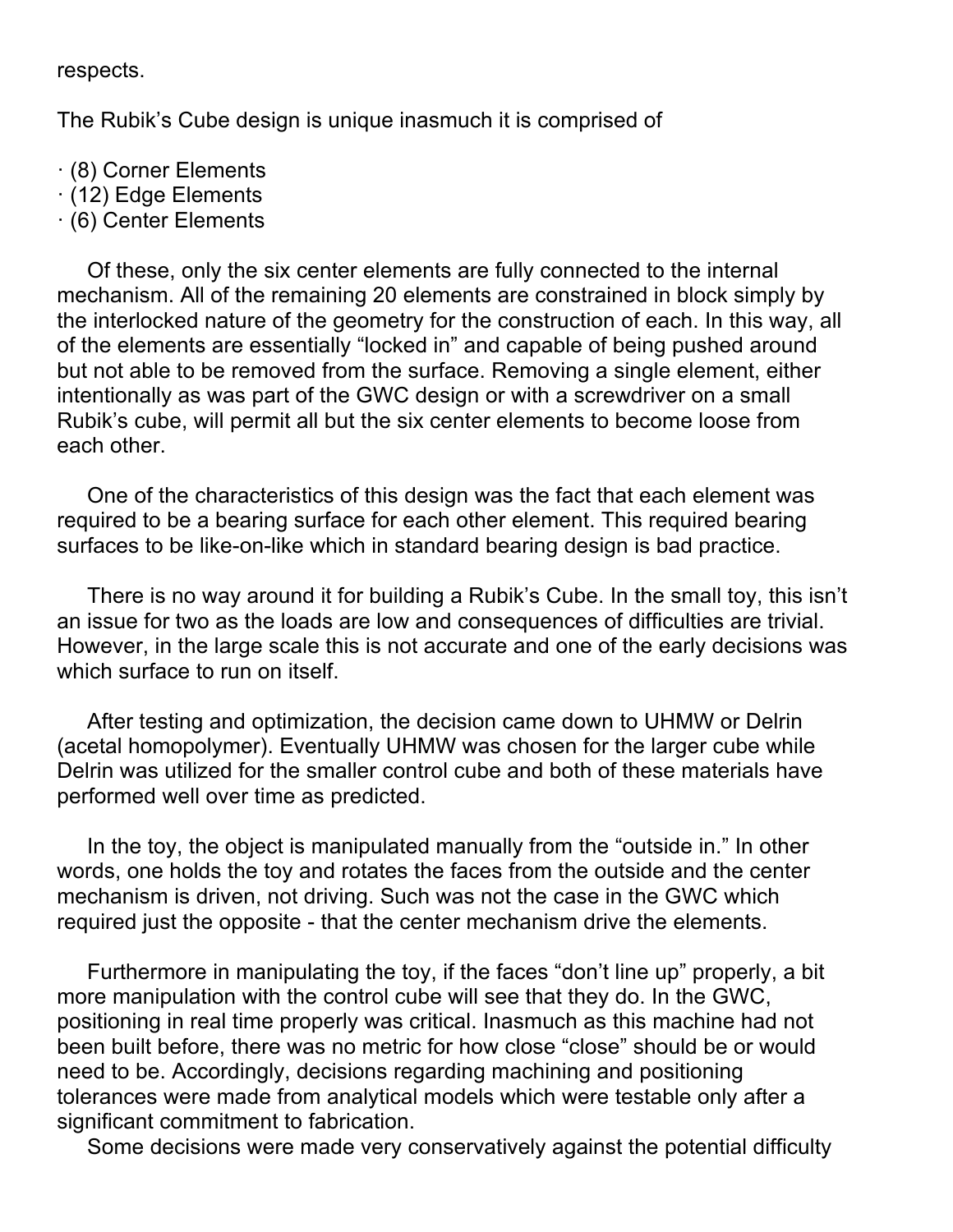respects.

The Rubik's Cube design is unique inasmuch it is comprised of

· (8) Corner Elements
· (12) Edge Elements
· (6) Center Elements

Of these, only the six center elements are fully connected to the internal mechanism. All of the remaining 20 elements are constrained in block simply by the interlocked nature of the geometry for the construction of each. In this way, all of the elements are essentially "locked in" and capable of being pushed around but not able to be removed from the surface. Removing a single element, either intentionally as was part of the GWC design or with a screwdriver on a small Rubik's cube, will permit all but the six center elements to become loose from each other.

One of the characteristics of this design was the fact that each element was required to be a bearing surface for each other element. This required bearing surfaces to be like-on-like which in standard bearing design is bad practice.

There is no way around it for building a Rubik's Cube. In the small toy, this isn't an issue for two as the loads are low and consequences of difficulties are trivial. However, in the large scale this is not accurate and one of the early decisions was which surface to run on itself.

After testing and optimization, the decision came down to UHMW or Delrin (acetal homopolymer). Eventually UHMW was chosen for the larger cube while Delrin was utilized for the smaller control cube and both of these materials have performed well over time as predicted.

In the toy, the object is manipulated manually from the "outside in." In other words, one holds the toy and rotates the faces from the outside and the center mechanism is driven, not driving. Such was not the case in the GWC which required just the opposite - that the center mechanism drive the elements.

Furthermore in manipulating the toy, if the faces "don't line up" properly, a bit more manipulation with the control cube will see that they do. In the GWC, positioning in real time properly was critical. Inasmuch as this machine had not been built before, there was no metric for how close "close" should be or would need to be. Accordingly, decisions regarding machining and positioning tolerances were made from analytical models which were testable only after a significant commitment to fabrication.

Some decisions were made very conservatively against the potential difficulty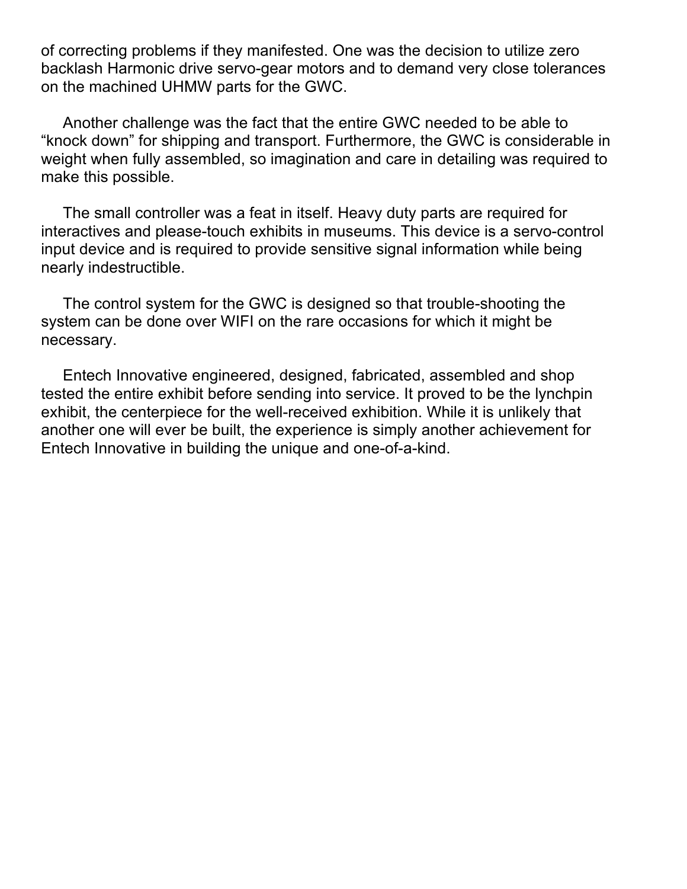of correcting problems if they manifested. One was the decision to utilize zero backlash Harmonic drive servo-gear motors and to demand very close tolerances on the machined UHMW parts for the GWC.

Another challenge was the fact that the entire GWC needed to be able to “knock down” for shipping and transport. Furthermore, the GWC is considerable in weight when fully assembled, so imagination and care in detailing was required to make this possible.

The small controller was a feat in itself. Heavy duty parts are required for interactives and please-touch exhibits in museums. This device is a servo-control input device and is required to provide sensitive signal information while being nearly indestructible.

The control system for the GWC is designed so that trouble-shooting the system can be done over WIFI on the rare occasions for which it might be necessary.

Entech Innovative engineered, designed, fabricated, assembled and shop tested the entire exhibit before sending into service. It proved to be the lynchpin exhibit, the centerpiece for the well-received exhibition. While it is unlikely that another one will ever be built, the experience is simply another achievement for Entech Innovative in building the unique and one-of-a-kind.